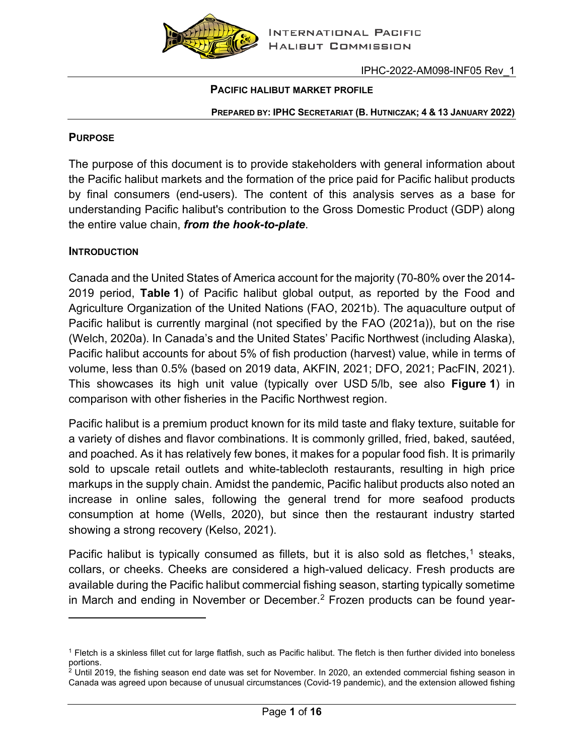IPHC-2022-AM098-INF05 Rev_1

# PACIFIC HALIBUT MARKET PROFILE

**PREPARED BY: IPHC SECRETARIAT (B. HUTNICZAK; 4 & 13 JANUARY 2022)**

## PURPOSE

The purpose of this document is to provide stakeholders with general information about the Pacific halibut markets and the formation of the price paid for Pacific halibut products by final consumers (end-users). The content of this analysis serves as a base for understanding Pacific halibut's contribution to the Gross Domestic Product (GDP) along the entire value chain, ***from the hook-to-plate***.

## INTRODUCTION

Canada and the United States of America account for the majority (70-80% over the 2014-2019 period, **Table 1**) of Pacific halibut global output, as reported by the Food and Agriculture Organization of the United Nations (FAO, 2021b). The aquaculture output of Pacific halibut is currently marginal (not specified by the FAO (2021a)), but on the rise (Welch, 2020a). In Canada's and the United States' Pacific Northwest (including Alaska), Pacific halibut accounts for about 5% of fish production (harvest) value, while in terms of volume, less than 0.5% (based on 2019 data, AKFIN, 2021; DFO, 2021; PacFIN, 2021). This showcases its high unit value (typically over USD 5/lb, see also **Figure 1**) in comparison with other fisheries in the Pacific Northwest region.

Pacific halibut is a premium product known for its mild taste and flaky texture, suitable for a variety of dishes and flavor combinations. It is commonly grilled, fried, baked, sautéed, and poached. As it has relatively few bones, it makes for a popular food fish. It is primarily sold to upscale retail outlets and white-tablecloth restaurants, resulting in high price markups in the supply chain. Amidst the pandemic, Pacific halibut products also noted an increase in online sales, following the general trend for more seafood products consumption at home (Wells, 2020), but since then the restaurant industry started showing a strong recovery (Kelso, 2021).

Pacific halibut is typically consumed as fillets, but it is also sold as fletches,[1] steaks, collars, or cheeks. Cheeks are considered a high-valued delicacy. Fresh products are available during the Pacific halibut commercial fishing season, starting typically sometime in March and ending in November or December.[2] Frozen products can be found year-

---

[1] Fletch is a skinless fillet cut for large flatfish, such as Pacific halibut. The fletch is then further divided into boneless portions.

[2] Until 2019, the fishing season end date was set for November. In 2020, an extended commercial fishing season in Canada was agreed upon because of unusual circumstances (Covid-19 pandemic), and the extension allowed fishing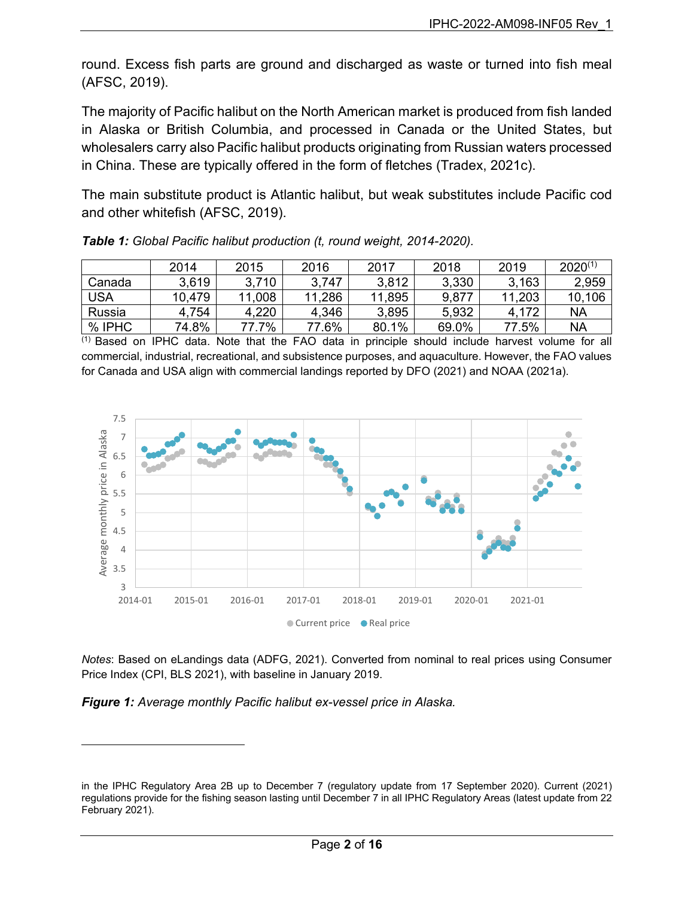round. Excess fish parts are ground and discharged as waste or turned into fish meal (AFSC, 2019).

The majority of Pacific halibut on the North American market is produced from fish landed in Alaska or British Columbia, and processed in Canada or the United States, but wholesalers carry also Pacific halibut products originating from Russian waters processed in China. These are typically offered in the form of fletches (Tradex, 2021c).

The main substitute product is Atlantic halibut, but weak substitutes include Pacific cod and other whitefish (AFSC, 2019).

***Table 1:*** *Global Pacific halibut production (t, round weight, 2014-2020).*

| | 2014 | 2015 | 2016 | 2017 | 2018 | 2019 | 2020[1] |
|---|---|---|---|---|---|---|---|
| Canada | 3,619 | 3,710 | 3,747 | 3,812 | 3,330 | 3,163 | 2,959 |
| USA | 10,479 | 11,008 | 11,286 | 11,895 | 9,877 | 11,203 | 10,106 |
| Russia | 4,754 | 4,220 | 4,346 | 3,895 | 5,932 | 4,172 | NA |
| % IPHC | 74.8% | 77.7% | 77.6% | 80.1% | 69.0% | 77.5% | NA |

[1] Based on IPHC data. Note that the FAO data in principle should include harvest volume for all commercial, industrial, recreational, and subsistence purposes, and aquaculture. However, the FAO values for Canada and USA align with commercial landings reported by DFO (2021) and NOAA (2021a).

*Notes*: Based on eLandings data (ADFG, 2021). Converted from nominal to real prices using Consumer Price Index (CPI, BLS 2021), with baseline in January 2019.

***Figure 1:*** *Average monthly Pacific halibut ex-vessel price in Alaska.*

in the IPHC Regulatory Area 2B up to December 7 (regulatory update from 17 September 2020). Current (2021) regulations provide for the fishing season lasting until December 7 in all IPHC Regulatory Areas (latest update from 22 February 2021).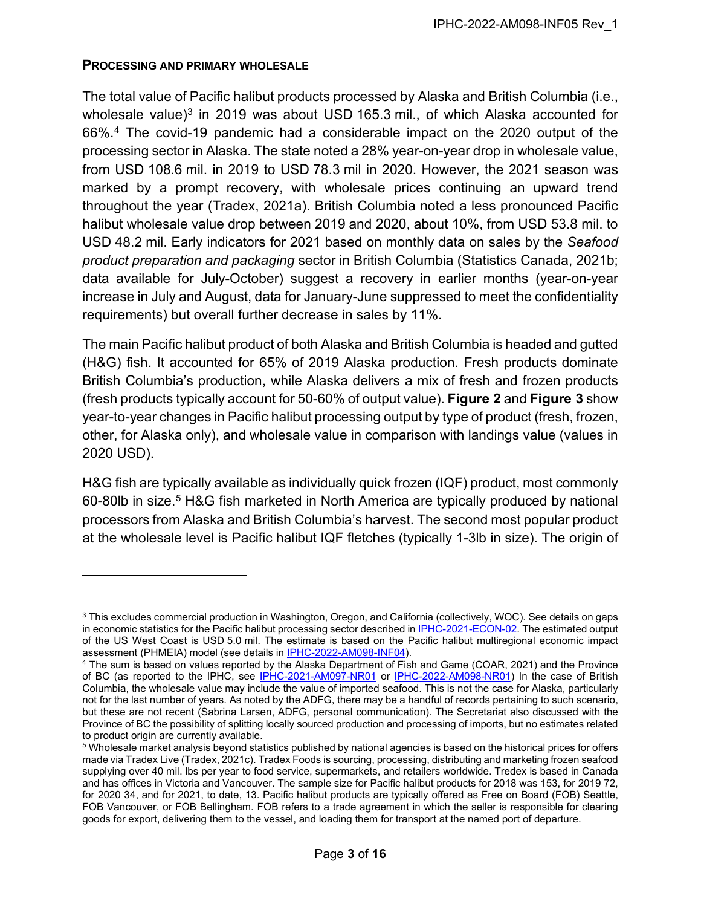**PROCESSING AND PRIMARY WHOLESALE**

The total value of Pacific halibut products processed by Alaska and British Columbia (i.e., wholesale value)[3] in 2019 was about USD 165.3 mil., of which Alaska accounted for 66%.[4] The covid-19 pandemic had a considerable impact on the 2020 output of the processing sector in Alaska. The state noted a 28% year-on-year drop in wholesale value, from USD 108.6 mil. in 2019 to USD 78.3 mil in 2020. However, the 2021 season was marked by a prompt recovery, with wholesale prices continuing an upward trend throughout the year (Tradex, 2021a). British Columbia noted a less pronounced Pacific halibut wholesale value drop between 2019 and 2020, about 10%, from USD 53.8 mil. to USD 48.2 mil. Early indicators for 2021 based on monthly data on sales by the *Seafood product preparation and packaging* sector in British Columbia (Statistics Canada, 2021b; data available for July-October) suggest a recovery in earlier months (year-on-year increase in July and August, data for January-June suppressed to meet the confidentiality requirements) but overall further decrease in sales by 11%.

The main Pacific halibut product of both Alaska and British Columbia is headed and gutted (H&G) fish. It accounted for 65% of 2019 Alaska production. Fresh products dominate British Columbia's production, while Alaska delivers a mix of fresh and frozen products (fresh products typically account for 50-60% of output value). **Figure 2** and **Figure 3** show year-to-year changes in Pacific halibut processing output by type of product (fresh, frozen, other, for Alaska only), and wholesale value in comparison with landings value (values in 2020 USD).

H&G fish are typically available as individually quick frozen (IQF) product, most commonly 60-80lb in size.[5] H&G fish marketed in North America are typically produced by national processors from Alaska and British Columbia's harvest. The second most popular product at the wholesale level is Pacific halibut IQF fletches (typically 1-3lb in size). The origin of

---

[3] This excludes commercial production in Washington, Oregon, and California (collectively, WOC). See details on gaps in economic statistics for the Pacific halibut processing sector described in IPHC-2021-ECON-02. The estimated output of the US West Coast is USD 5.0 mil. The estimate is based on the Pacific halibut multiregional economic impact assessment (PHMEIA) model (see details in IPHC-2022-AM098-INF04).

[4] The sum is based on values reported by the Alaska Department of Fish and Game (COAR, 2021) and the Province of BC (as reported to the IPHC, see IPHC-2021-AM097-NR01 or IPHC-2022-AM098-NR01) In the case of British Columbia, the wholesale value may include the value of imported seafood. This is not the case for Alaska, particularly not for the last number of years. As noted by the ADFG, there may be a handful of records pertaining to such scenario, but these are not recent (Sabrina Larsen, ADFG, personal communication). The Secretariat also discussed with the Province of BC the possibility of splitting locally sourced production and processing of imports, but no estimates related to product origin are currently available.

[5] Wholesale market analysis beyond statistics published by national agencies is based on the historical prices for offers made via Tradex Live (Tradex, 2021c). Tradex Foods is sourcing, processing, distributing and marketing frozen seafood supplying over 40 mil. lbs per year to food service, supermarkets, and retailers worldwide. Tredex is based in Canada and has offices in Victoria and Vancouver. The sample size for Pacific halibut products for 2018 was 153, for 2019 72, for 2020 34, and for 2021, to date, 13. Pacific halibut products are typically offered as Free on Board (FOB) Seattle, FOB Vancouver, or FOB Bellingham. FOB refers to a trade agreement in which the seller is responsible for clearing goods for export, delivering them to the vessel, and loading them for transport at the named port of departure.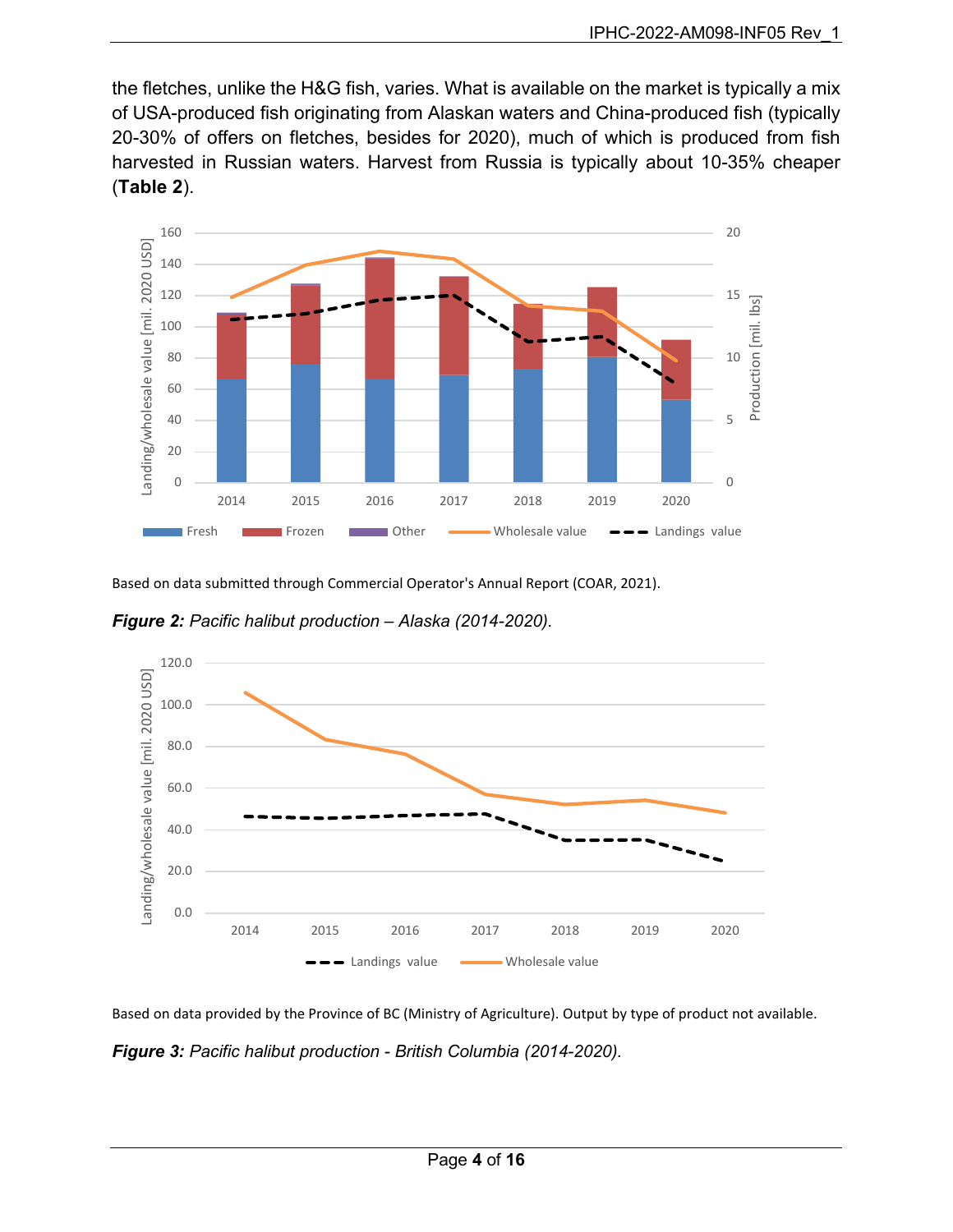the fletches, unlike the H&G fish, varies. What is available on the market is typically a mix of USA-produced fish originating from Alaskan waters and China-produced fish (typically 20-30% of offers on fletches, besides for 2020), much of which is produced from fish harvested in Russian waters. Harvest from Russia is typically about 10-35% cheaper (**Table 2**).

Based on data submitted through Commercial Operator's Annual Report (COAR, 2021).

***Figure 2:*** *Pacific halibut production – Alaska (2014-2020).*

Based on data provided by the Province of BC (Ministry of Agriculture). Output by type of product not available.

***Figure 3:*** *Pacific halibut production - British Columbia (2014-2020).*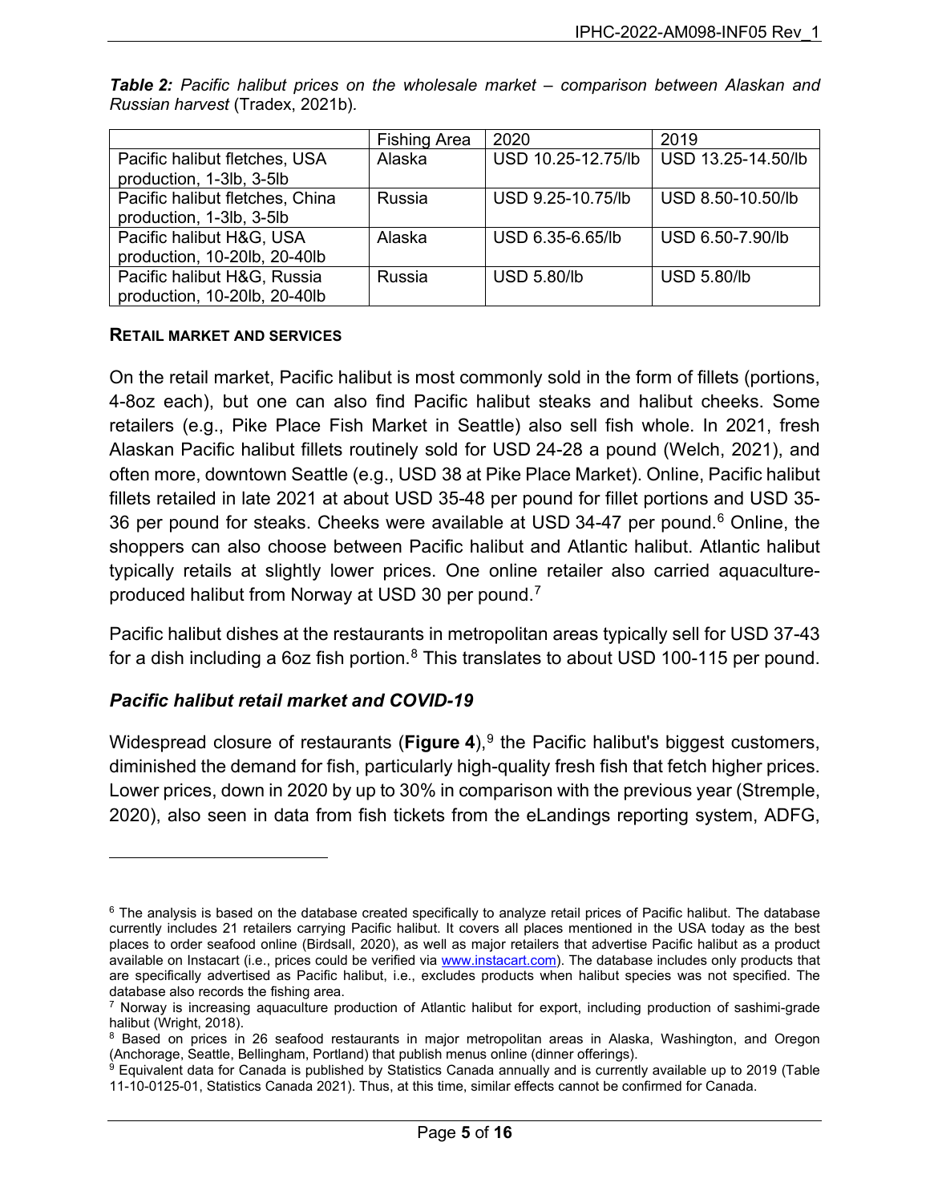***Table 2:*** *Pacific halibut prices on the wholesale market – comparison between Alaskan and Russian harvest* (Tradex, 2021b).

| | Fishing Area | 2020 | 2019 |
|---|---|---|---|
| Pacific halibut fletches, USA production, 1-3lb, 3-5lb | Alaska | USD 10.25-12.75/lb | USD 13.25-14.50/lb |
| Pacific halibut fletches, China production, 1-3lb, 3-5lb | Russia | USD 9.25-10.75/lb | USD 8.50-10.50/lb |
| Pacific halibut H&G, USA production, 10-20lb, 20-40lb | Alaska | USD 6.35-6.65/lb | USD 6.50-7.90/lb |
| Pacific halibut H&G, Russia production, 10-20lb, 20-40lb | Russia | USD 5.80/lb | USD 5.80/lb |

**RETAIL MARKET AND SERVICES**

On the retail market, Pacific halibut is most commonly sold in the form of fillets (portions, 4-8oz each), but one can also find Pacific halibut steaks and halibut cheeks. Some retailers (e.g., Pike Place Fish Market in Seattle) also sell fish whole. In 2021, fresh Alaskan Pacific halibut fillets routinely sold for USD 24-28 a pound (Welch, 2021), and often more, downtown Seattle (e.g., USD 38 at Pike Place Market). Online, Pacific halibut fillets retailed in late 2021 at about USD 35-48 per pound for fillet portions and USD 35-36 per pound for steaks. Cheeks were available at USD 34-47 per pound.[6] Online, the shoppers can also choose between Pacific halibut and Atlantic halibut. Atlantic halibut typically retails at slightly lower prices. One online retailer also carried aquaculture-produced halibut from Norway at USD 30 per pound.[7]

Pacific halibut dishes at the restaurants in metropolitan areas typically sell for USD 37-43 for a dish including a 6oz fish portion.[8] This translates to about USD 100-115 per pound.

### *Pacific halibut retail market and COVID-19*

Widespread closure of restaurants (**Figure 4**),[9] the Pacific halibut's biggest customers, diminished the demand for fish, particularly high-quality fresh fish that fetch higher prices. Lower prices, down in 2020 by up to 30% in comparison with the previous year (Stremple, 2020), also seen in data from fish tickets from the eLandings reporting system, ADFG,

---

[6] The analysis is based on the database created specifically to analyze retail prices of Pacific halibut. The database currently includes 21 retailers carrying Pacific halibut. It covers all places mentioned in the USA today as the best places to order seafood online (Birdsall, 2020), as well as major retailers that advertise Pacific halibut as a product available on Instacart (i.e., prices could be verified via www.instacart.com). The database includes only products that are specifically advertised as Pacific halibut, i.e., excludes products when halibut species was not specified. The database also records the fishing area.

[7] Norway is increasing aquaculture production of Atlantic halibut for export, including production of sashimi-grade halibut (Wright, 2018).

[8] Based on prices in 26 seafood restaurants in major metropolitan areas in Alaska, Washington, and Oregon (Anchorage, Seattle, Bellingham, Portland) that publish menus online (dinner offerings).

[9] Equivalent data for Canada is published by Statistics Canada annually and is currently available up to 2019 (Table 11-10-0125-01, Statistics Canada 2021). Thus, at this time, similar effects cannot be confirmed for Canada.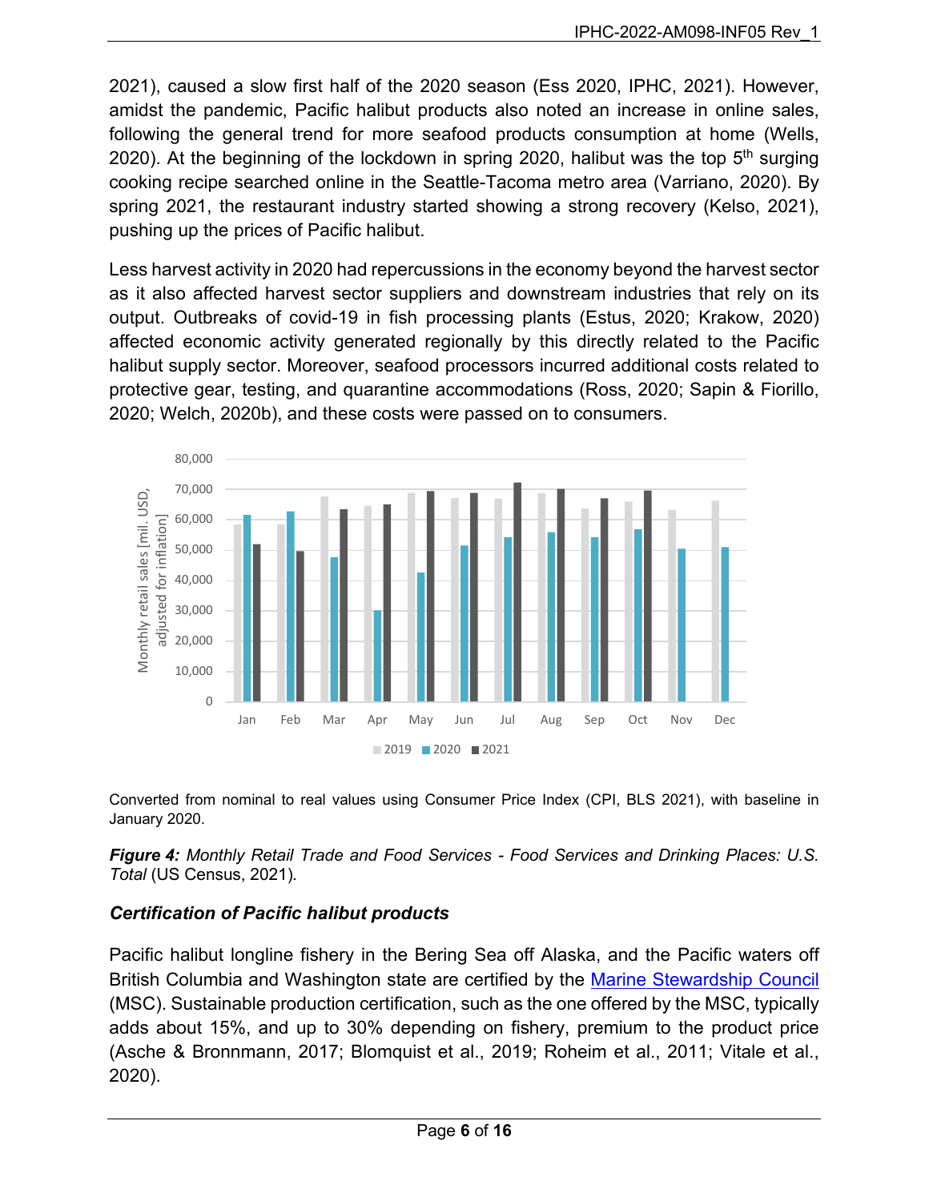2021), caused a slow first half of the 2020 season (Ess 2020, IPHC, 2021). However, amidst the pandemic, Pacific halibut products also noted an increase in online sales, following the general trend for more seafood products consumption at home (Wells, 2020). At the beginning of the lockdown in spring 2020, halibut was the top 5th surging cooking recipe searched online in the Seattle-Tacoma metro area (Varriano, 2020). By spring 2021, the restaurant industry started showing a strong recovery (Kelso, 2021), pushing up the prices of Pacific halibut.

Less harvest activity in 2020 had repercussions in the economy beyond the harvest sector as it also affected harvest sector suppliers and downstream industries that rely on its output. Outbreaks of covid-19 in fish processing plants (Estus, 2020; Krakow, 2020) affected economic activity generated regionally by this directly related to the Pacific halibut supply sector. Moreover, seafood processors incurred additional costs related to protective gear, testing, and quarantine accommodations (Ross, 2020; Sapin & Fiorillo, 2020; Welch, 2020b), and these costs were passed on to consumers.

Converted from nominal to real values using Consumer Price Index (CPI, BLS 2021), with baseline in January 2020.

***Figure 4:*** *Monthly Retail Trade and Food Services - Food Services and Drinking Places: U.S. Total* (US Census, 2021).

### *Certification of Pacific halibut products*

Pacific halibut longline fishery in the Bering Sea off Alaska, and the Pacific waters off British Columbia and Washington state are certified by the Marine Stewardship Council (MSC). Sustainable production certification, such as the one offered by the MSC, typically adds about 15%, and up to 30% depending on fishery, premium to the product price (Asche & Bronnmann, 2017; Blomquist et al., 2019; Roheim et al., 2011; Vitale et al., 2020).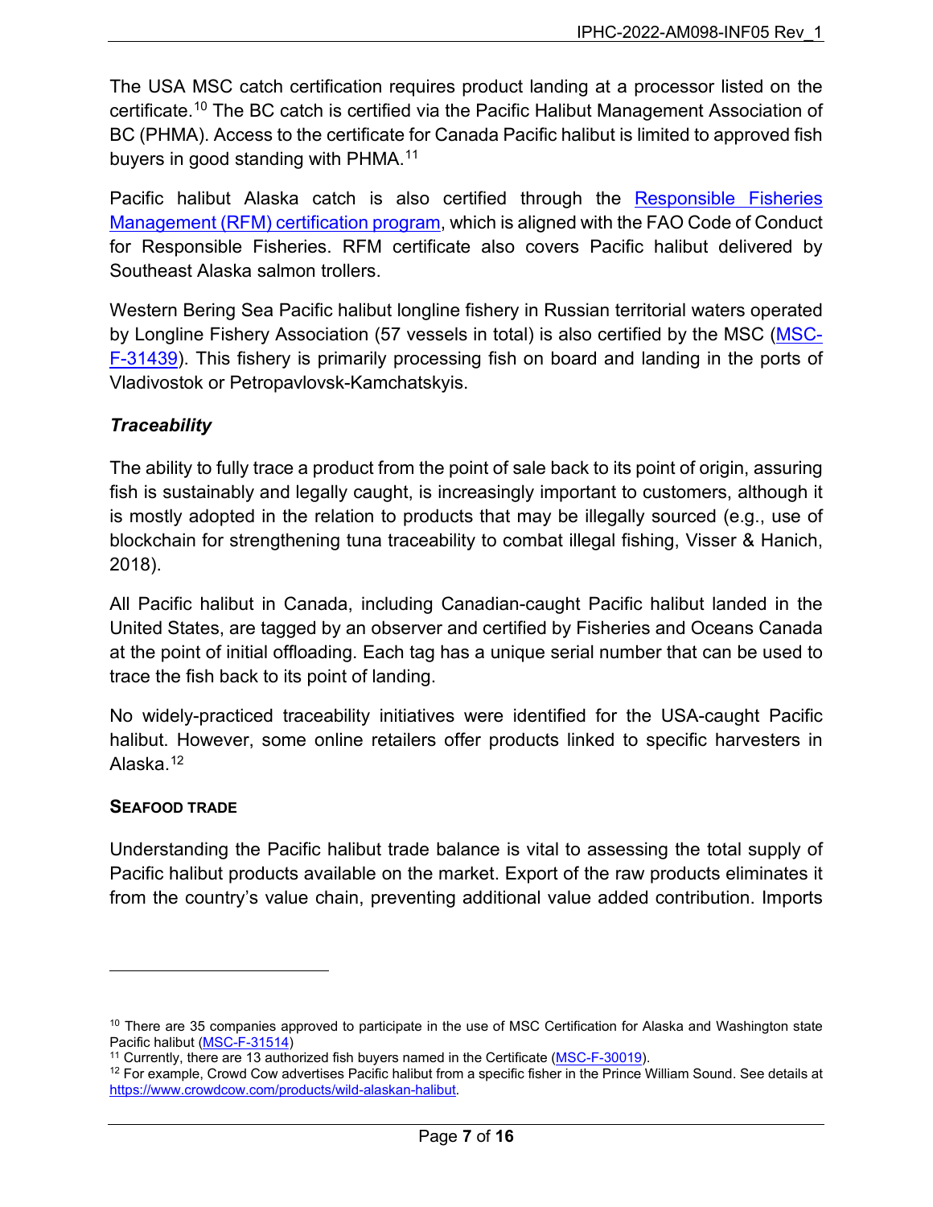The USA MSC catch certification requires product landing at a processor listed on the certificate.[10] The BC catch is certified via the Pacific Halibut Management Association of BC (PHMA). Access to the certificate for Canada Pacific halibut is limited to approved fish buyers in good standing with PHMA.[11]

Pacific halibut Alaska catch is also certified through the Responsible Fisheries Management (RFM) certification program, which is aligned with the FAO Code of Conduct for Responsible Fisheries. RFM certificate also covers Pacific halibut delivered by Southeast Alaska salmon trollers.

Western Bering Sea Pacific halibut longline fishery in Russian territorial waters operated by Longline Fishery Association (57 vessels in total) is also certified by the MSC (MSC-F-31439). This fishery is primarily processing fish on board and landing in the ports of Vladivostok or Petropavlovsk-Kamchatskyis.

### *Traceability*

The ability to fully trace a product from the point of sale back to its point of origin, assuring fish is sustainably and legally caught, is increasingly important to customers, although it is mostly adopted in the relation to products that may be illegally sourced (e.g., use of blockchain for strengthening tuna traceability to combat illegal fishing, Visser & Hanich, 2018).

All Pacific halibut in Canada, including Canadian-caught Pacific halibut landed in the United States, are tagged by an observer and certified by Fisheries and Oceans Canada at the point of initial offloading. Each tag has a unique serial number that can be used to trace the fish back to its point of landing.

No widely-practiced traceability initiatives were identified for the USA-caught Pacific halibut. However, some online retailers offer products linked to specific harvesters in Alaska.[12]

## SEAFOOD TRADE

Understanding the Pacific halibut trade balance is vital to assessing the total supply of Pacific halibut products available on the market. Export of the raw products eliminates it from the country's value chain, preventing additional value added contribution. Imports

---

[10] There are 35 companies approved to participate in the use of MSC Certification for Alaska and Washington state Pacific halibut (MSC-F-31514)

[11] Currently, there are 13 authorized fish buyers named in the Certificate (MSC-F-30019).

[12] For example, Crowd Cow advertises Pacific halibut from a specific fisher in the Prince William Sound. See details at https://www.crowdcow.com/products/wild-alaskan-halibut.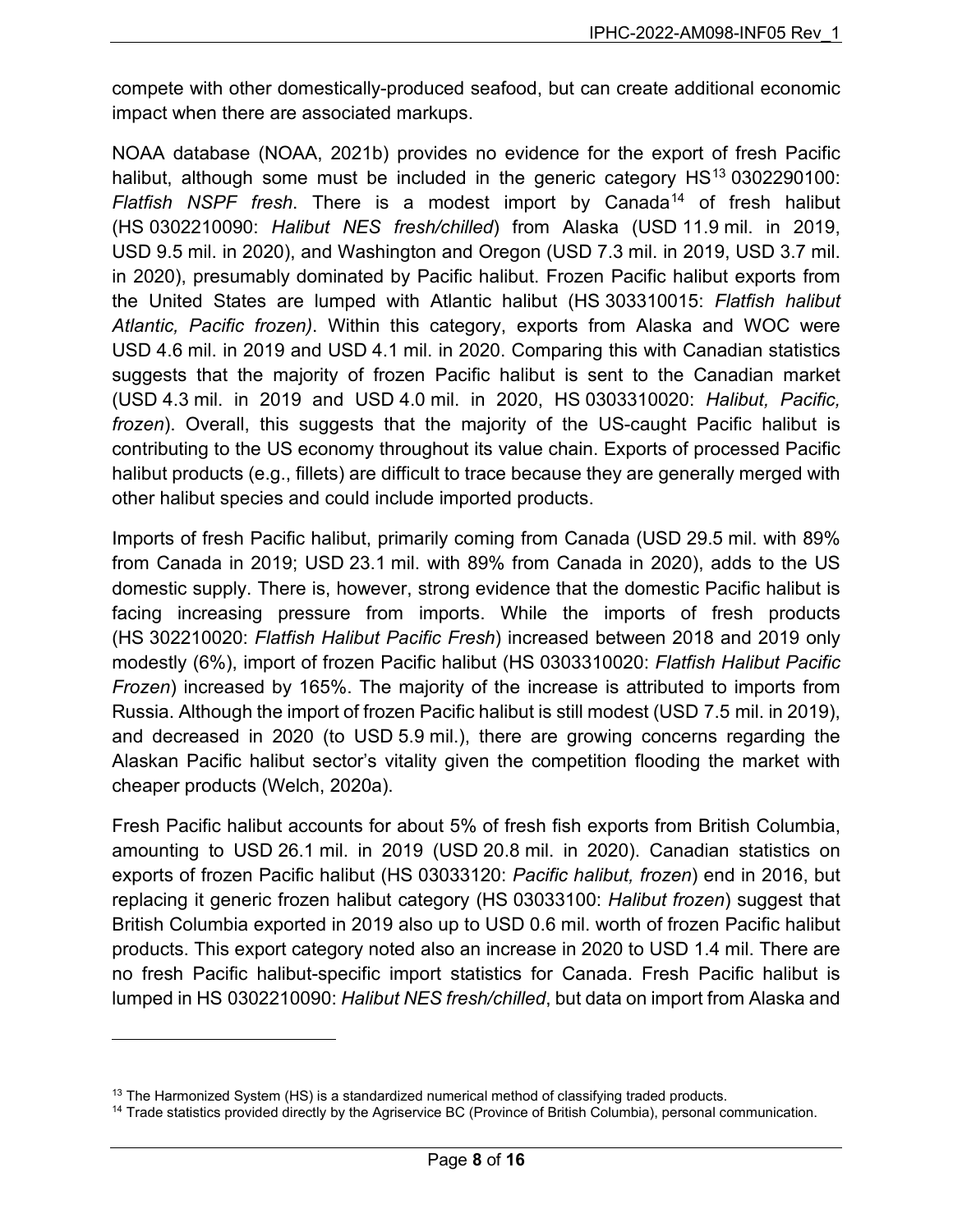compete with other domestically-produced seafood, but can create additional economic impact when there are associated markups.

NOAA database (NOAA, 2021b) provides no evidence for the export of fresh Pacific halibut, although some must be included in the generic category HS[13] 0302290100: *Flatfish NSPF fresh*. There is a modest import by Canada[14] of fresh halibut (HS 0302210090: *Halibut NES fresh/chilled*) from Alaska (USD 11.9 mil. in 2019, USD 9.5 mil. in 2020), and Washington and Oregon (USD 7.3 mil. in 2019, USD 3.7 mil. in 2020), presumably dominated by Pacific halibut. Frozen Pacific halibut exports from the United States are lumped with Atlantic halibut (HS 303310015: *Flatfish halibut Atlantic, Pacific frozen)*. Within this category, exports from Alaska and WOC were USD 4.6 mil. in 2019 and USD 4.1 mil. in 2020. Comparing this with Canadian statistics suggests that the majority of frozen Pacific halibut is sent to the Canadian market (USD 4.3 mil. in 2019 and USD 4.0 mil. in 2020, HS 0303310020: *Halibut, Pacific, frozen*). Overall, this suggests that the majority of the US-caught Pacific halibut is contributing to the US economy throughout its value chain. Exports of processed Pacific halibut products (e.g., fillets) are difficult to trace because they are generally merged with other halibut species and could include imported products.

Imports of fresh Pacific halibut, primarily coming from Canada (USD 29.5 mil. with 89% from Canada in 2019; USD 23.1 mil. with 89% from Canada in 2020), adds to the US domestic supply. There is, however, strong evidence that the domestic Pacific halibut is facing increasing pressure from imports. While the imports of fresh products (HS 302210020: *Flatfish Halibut Pacific Fresh*) increased between 2018 and 2019 only modestly (6%), import of frozen Pacific halibut (HS 0303310020: *Flatfish Halibut Pacific Frozen*) increased by 165%. The majority of the increase is attributed to imports from Russia. Although the import of frozen Pacific halibut is still modest (USD 7.5 mil. in 2019), and decreased in 2020 (to USD 5.9 mil.), there are growing concerns regarding the Alaskan Pacific halibut sector's vitality given the competition flooding the market with cheaper products (Welch, 2020a).

Fresh Pacific halibut accounts for about 5% of fresh fish exports from British Columbia, amounting to USD 26.1 mil. in 2019 (USD 20.8 mil. in 2020). Canadian statistics on exports of frozen Pacific halibut (HS 03033120: *Pacific halibut, frozen*) end in 2016, but replacing it generic frozen halibut category (HS 03033100: *Halibut frozen*) suggest that British Columbia exported in 2019 also up to USD 0.6 mil. worth of frozen Pacific halibut products. This export category noted also an increase in 2020 to USD 1.4 mil. There are no fresh Pacific halibut-specific import statistics for Canada. Fresh Pacific halibut is lumped in HS 0302210090: *Halibut NES fresh/chilled*, but data on import from Alaska and

---

[13] The Harmonized System (HS) is a standardized numerical method of classifying traded products.

[14] Trade statistics provided directly by the Agriservice BC (Province of British Columbia), personal communication.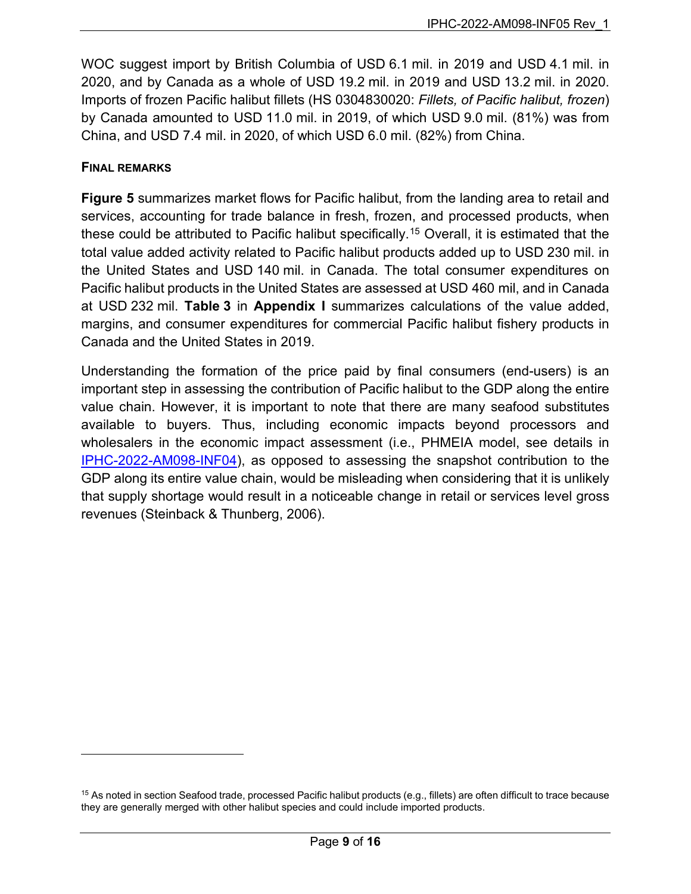WOC suggest import by British Columbia of USD 6.1 mil. in 2019 and USD 4.1 mil. in 2020, and by Canada as a whole of USD 19.2 mil. in 2019 and USD 13.2 mil. in 2020. Imports of frozen Pacific halibut fillets (HS 0304830020: *Fillets, of Pacific halibut, frozen*) by Canada amounted to USD 11.0 mil. in 2019, of which USD 9.0 mil. (81%) was from China, and USD 7.4 mil. in 2020, of which USD 6.0 mil. (82%) from China.

## FINAL REMARKS

**Figure 5** summarizes market flows for Pacific halibut, from the landing area to retail and services, accounting for trade balance in fresh, frozen, and processed products, when these could be attributed to Pacific halibut specifically.[15] Overall, it is estimated that the total value added activity related to Pacific halibut products added up to USD 230 mil. in the United States and USD 140 mil. in Canada. The total consumer expenditures on Pacific halibut products in the United States are assessed at USD 460 mil, and in Canada at USD 232 mil. **Table 3** in **Appendix I** summarizes calculations of the value added, margins, and consumer expenditures for commercial Pacific halibut fishery products in Canada and the United States in 2019.

Understanding the formation of the price paid by final consumers (end-users) is an important step in assessing the contribution of Pacific halibut to the GDP along the entire value chain. However, it is important to note that there are many seafood substitutes available to buyers. Thus, including economic impacts beyond processors and wholesalers in the economic impact assessment (i.e., PHMEIA model, see details in IPHC-2022-AM098-INF04), as opposed to assessing the snapshot contribution to the GDP along its entire value chain, would be misleading when considering that it is unlikely that supply shortage would result in a noticeable change in retail or services level gross revenues (Steinback & Thunberg, 2006).

[15] As noted in section Seafood trade, processed Pacific halibut products (e.g., fillets) are often difficult to trace because they are generally merged with other halibut species and could include imported products.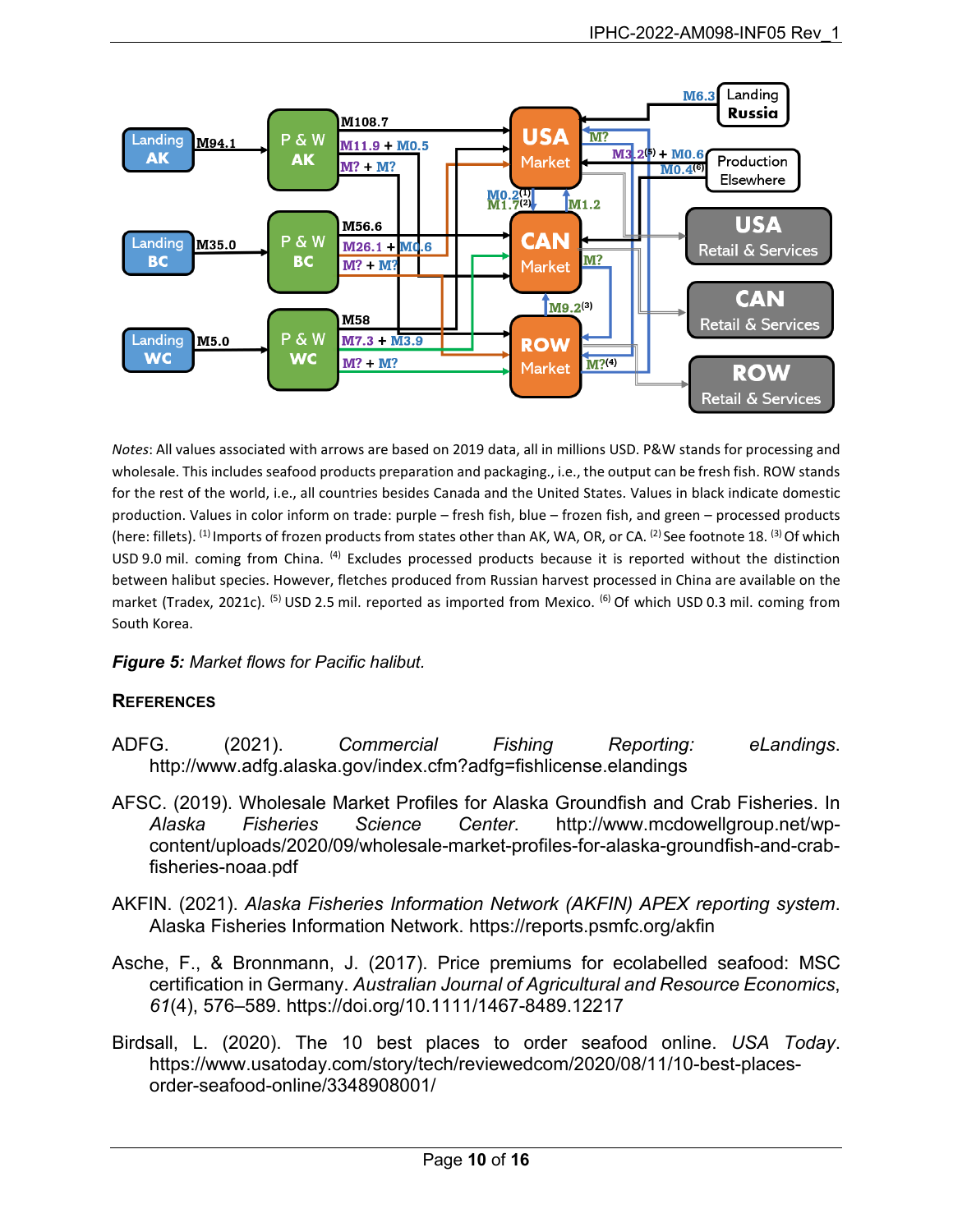*Notes*: All values associated with arrows are based on 2019 data, all in millions USD. P&W stands for processing and wholesale. This includes seafood products preparation and packaging., i.e., the output can be fresh fish. ROW stands for the rest of the world, i.e., all countries besides Canada and the United States. Values in black indicate domestic production. Values in color inform on trade: purple – fresh fish, blue – frozen fish, and green – processed products (here: fillets). [(1)] Imports of frozen products from states other than AK, WA, OR, or CA. [(2)] See footnote 18. [(3)] Of which USD 9.0 mil. coming from China. [(4)] Excludes processed products because it is reported without the distinction between halibut species. However, fletches produced from Russian harvest processed in China are available on the market (Tradex, 2021c). [(5)] USD 2.5 mil. reported as imported from Mexico. [(6)] Of which USD 0.3 mil. coming from South Korea.

***Figure 5:*** *Market flows for Pacific halibut.*

## References

ADFG. (2021). *Commercial Fishing Reporting: eLandings*. http://www.adfg.alaska.gov/index.cfm?adfg=fishlicense.elandings

AFSC. (2019). Wholesale Market Profiles for Alaska Groundfish and Crab Fisheries. In *Alaska Fisheries Science Center*. http://www.mcdowellgroup.net/wp-content/uploads/2020/09/wholesale-market-profiles-for-alaska-groundfish-and-crab-fisheries-noaa.pdf

AKFIN. (2021). *Alaska Fisheries Information Network (AKFIN) APEX reporting system*. Alaska Fisheries Information Network. https://reports.psmfc.org/akfin

Asche, F., & Bronnmann, J. (2017). Price premiums for ecolabelled seafood: MSC certification in Germany. *Australian Journal of Agricultural and Resource Economics*, *61*(4), 576–589. https://doi.org/10.1111/1467-8489.12217

Birdsall, L. (2020). The 10 best places to order seafood online. *USA Today*. https://www.usatoday.com/story/tech/reviewedcom/2020/08/11/10-best-places-order-seafood-online/3348908001/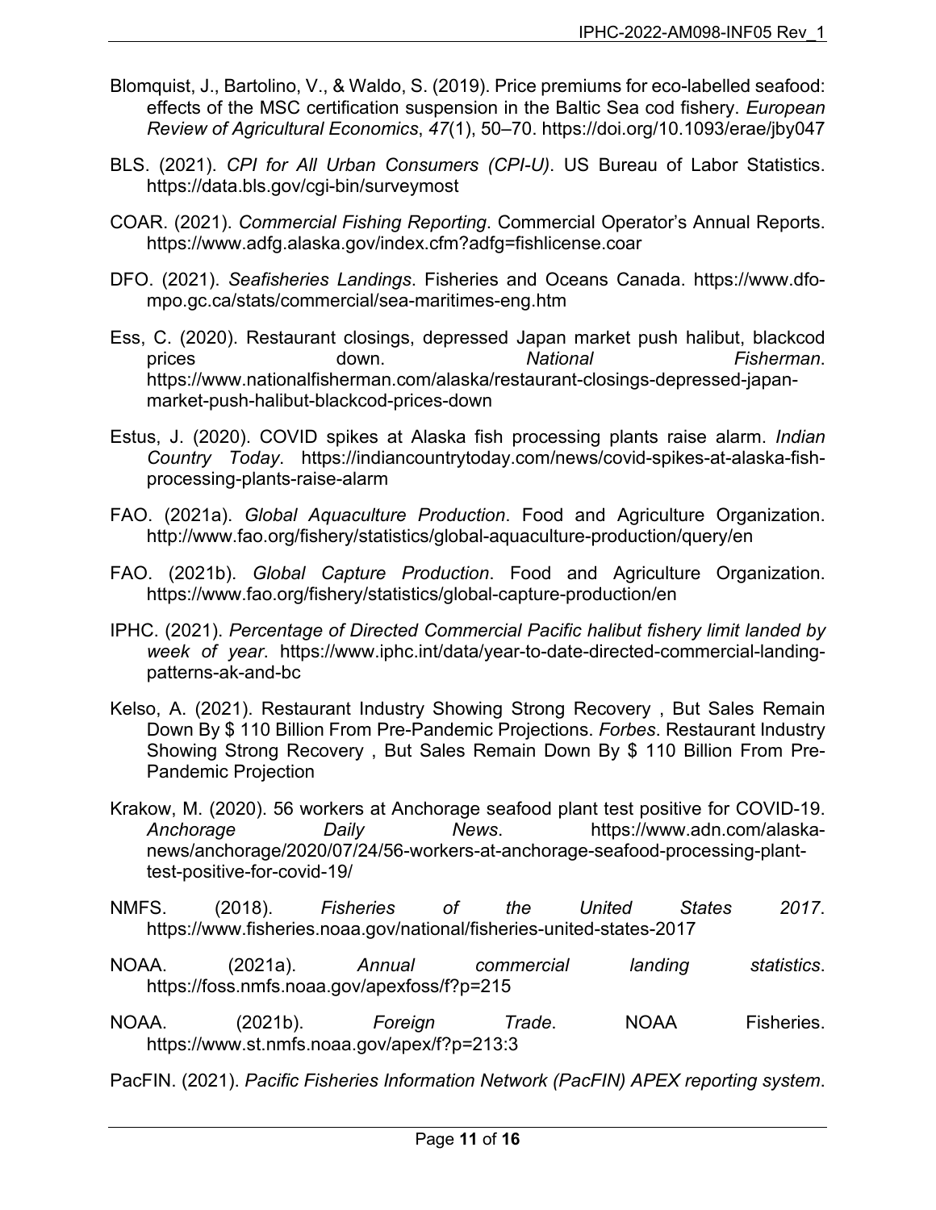Blomquist, J., Bartolino, V., & Waldo, S. (2019). Price premiums for eco-labelled seafood: effects of the MSC certification suspension in the Baltic Sea cod fishery. *European Review of Agricultural Economics*, *47*(1), 50–70. https://doi.org/10.1093/erae/jby047

BLS. (2021). *CPI for All Urban Consumers (CPI-U)*. US Bureau of Labor Statistics. https://data.bls.gov/cgi-bin/surveymost

COAR. (2021). *Commercial Fishing Reporting*. Commercial Operator's Annual Reports. https://www.adfg.alaska.gov/index.cfm?adfg=fishlicense.coar

DFO. (2021). *Seafisheries Landings*. Fisheries and Oceans Canada. https://www.dfo-mpo.gc.ca/stats/commercial/sea-maritimes-eng.htm

Ess, C. (2020). Restaurant closings, depressed Japan market push halibut, blackcod prices down. *National Fisherman*. https://www.nationalfisherman.com/alaska/restaurant-closings-depressed-japan-market-push-halibut-blackcod-prices-down

Estus, J. (2020). COVID spikes at Alaska fish processing plants raise alarm. *Indian Country Today*. https://indiancountrytoday.com/news/covid-spikes-at-alaska-fish-processing-plants-raise-alarm

FAO. (2021a). *Global Aquaculture Production*. Food and Agriculture Organization. http://www.fao.org/fishery/statistics/global-aquaculture-production/query/en

FAO. (2021b). *Global Capture Production*. Food and Agriculture Organization. https://www.fao.org/fishery/statistics/global-capture-production/en

IPHC. (2021). *Percentage of Directed Commercial Pacific halibut fishery limit landed by week of year*. https://www.iphc.int/data/year-to-date-directed-commercial-landing-patterns-ak-and-bc

Kelso, A. (2021). Restaurant Industry Showing Strong Recovery , But Sales Remain Down By $ 110 Billion From Pre-Pandemic Projections. *Forbes*. Restaurant Industry Showing Strong Recovery , But Sales Remain Down By $ 110 Billion From Pre-Pandemic Projection

Krakow, M. (2020). 56 workers at Anchorage seafood plant test positive for COVID-19. *Anchorage Daily News*. https://www.adn.com/alaska-news/anchorage/2020/07/24/56-workers-at-anchorage-seafood-processing-plant-test-positive-for-covid-19/

NMFS. (2018). *Fisheries of the United States 2017*. https://www.fisheries.noaa.gov/national/fisheries-united-states-2017

NOAA. (2021a). *Annual commercial landing statistics*. https://foss.nmfs.noaa.gov/apexfoss/f?p=215

NOAA. (2021b). *Foreign Trade*. NOAA Fisheries. https://www.st.nmfs.noaa.gov/apex/f?p=213:3

PacFIN. (2021). *Pacific Fisheries Information Network (PacFIN) APEX reporting system*.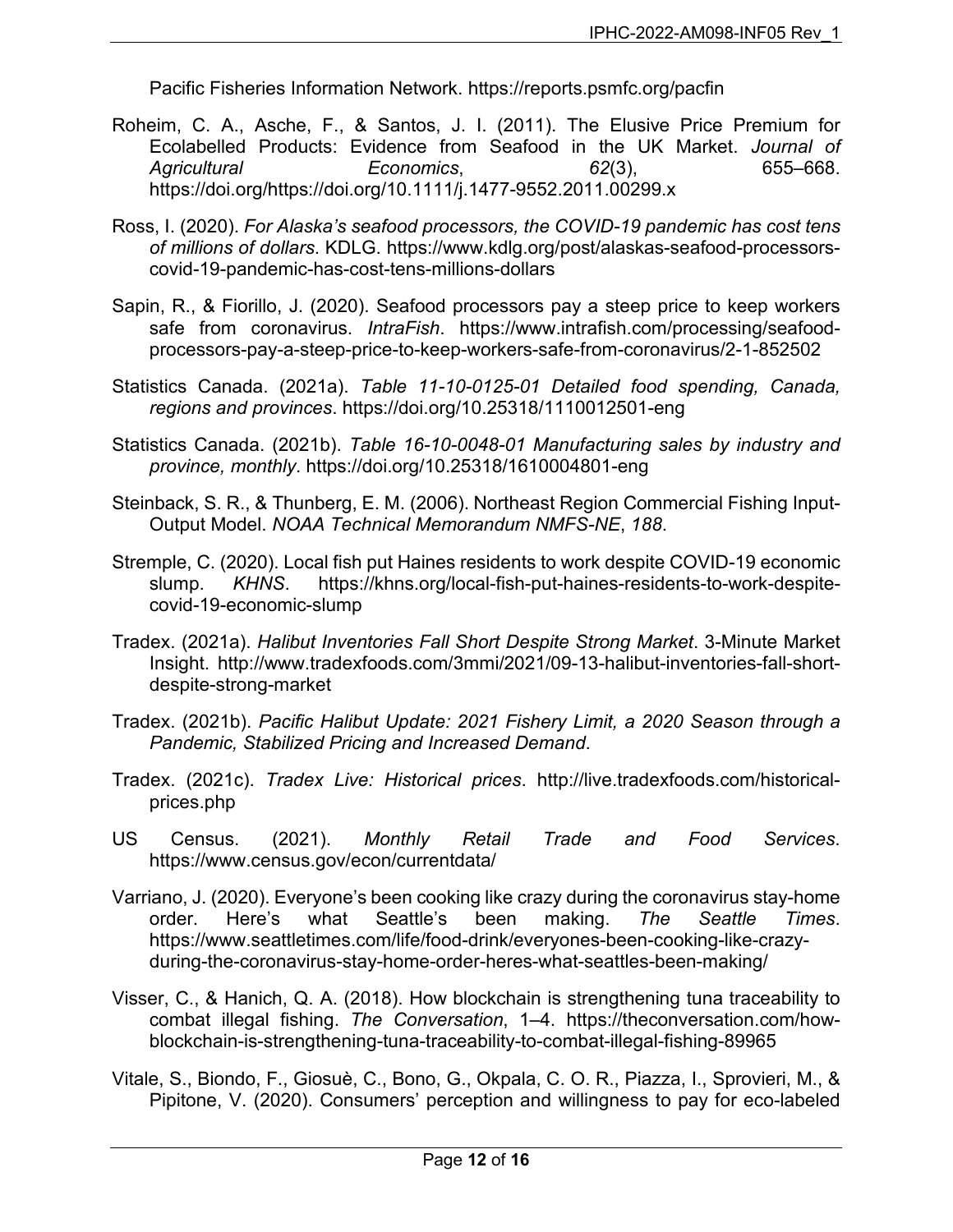Pacific Fisheries Information Network. https://reports.psmfc.org/pacfin

Roheim, C. A., Asche, F., & Santos, J. I. (2011). The Elusive Price Premium for Ecolabelled Products: Evidence from Seafood in the UK Market. *Journal of Agricultural Economics*, *62*(3), 655–668. https://doi.org/https://doi.org/10.1111/j.1477-9552.2011.00299.x

Ross, I. (2020). *For Alaska's seafood processors, the COVID-19 pandemic has cost tens of millions of dollars*. KDLG. https://www.kdlg.org/post/alaskas-seafood-processors-covid-19-pandemic-has-cost-tens-millions-dollars

Sapin, R., & Fiorillo, J. (2020). Seafood processors pay a steep price to keep workers safe from coronavirus. *IntraFish*. https://www.intrafish.com/processing/seafood-processors-pay-a-steep-price-to-keep-workers-safe-from-coronavirus/2-1-852502

Statistics Canada. (2021a). *Table 11-10-0125-01 Detailed food spending, Canada, regions and provinces*. https://doi.org/10.25318/1110012501-eng

Statistics Canada. (2021b). *Table 16-10-0048-01 Manufacturing sales by industry and province, monthly*. https://doi.org/10.25318/1610004801-eng

Steinback, S. R., & Thunberg, E. M. (2006). Northeast Region Commercial Fishing Input-Output Model. *NOAA Technical Memorandum NMFS-NE*, *188*.

Stremple, C. (2020). Local fish put Haines residents to work despite COVID-19 economic slump. *KHNS*. https://khns.org/local-fish-put-haines-residents-to-work-despite-covid-19-economic-slump

Tradex. (2021a). *Halibut Inventories Fall Short Despite Strong Market*. 3-Minute Market Insight. http://www.tradexfoods.com/3mmi/2021/09-13-halibut-inventories-fall-short-despite-strong-market

Tradex. (2021b). *Pacific Halibut Update: 2021 Fishery Limit, a 2020 Season through a Pandemic, Stabilized Pricing and Increased Demand*.

Tradex. (2021c). *Tradex Live: Historical prices*. http://live.tradexfoods.com/historical-prices.php

US Census. (2021). *Monthly Retail Trade and Food Services*. https://www.census.gov/econ/currentdata/

Varriano, J. (2020). Everyone's been cooking like crazy during the coronavirus stay-home order. Here's what Seattle's been making. *The Seattle Times*. https://www.seattletimes.com/life/food-drink/everyones-been-cooking-like-crazy-during-the-coronavirus-stay-home-order-heres-what-seattles-been-making/

Visser, C., & Hanich, Q. A. (2018). How blockchain is strengthening tuna traceability to combat illegal fishing. *The Conversation*, 1–4. https://theconversation.com/how-blockchain-is-strengthening-tuna-traceability-to-combat-illegal-fishing-89965

Vitale, S., Biondo, F., Giosuè, C., Bono, G., Okpala, C. O. R., Piazza, I., Sprovieri, M., & Pipitone, V. (2020). Consumers' perception and willingness to pay for eco-labeled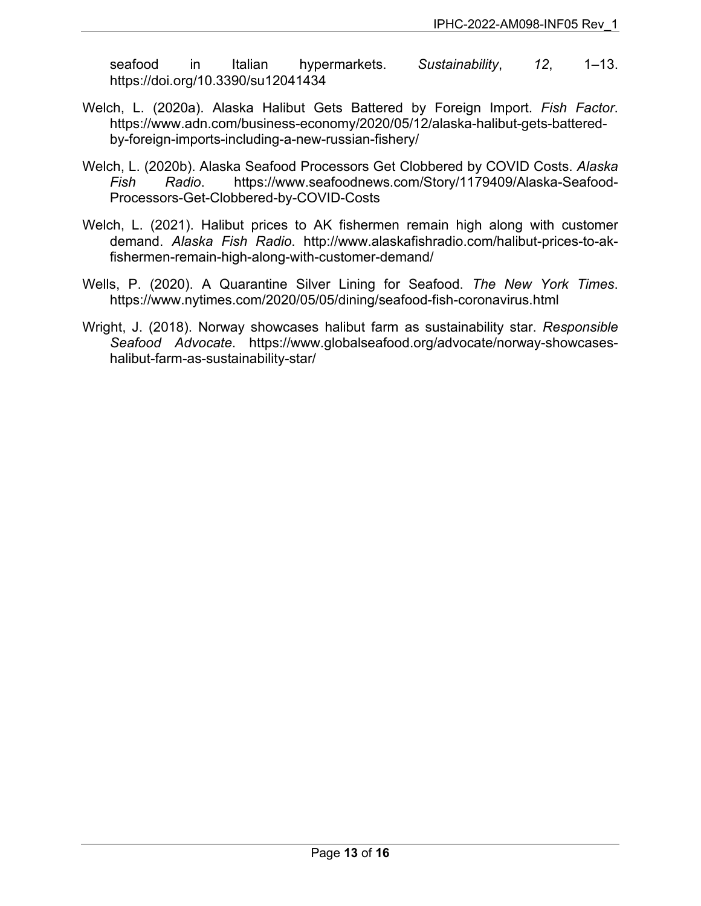seafood in Italian hypermarkets. *Sustainability*, *12*, 1–13. https://doi.org/10.3390/su12041434

Welch, L. (2020a). Alaska Halibut Gets Battered by Foreign Import. *Fish Factor*. https://www.adn.com/business-economy/2020/05/12/alaska-halibut-gets-battered-by-foreign-imports-including-a-new-russian-fishery/

Welch, L. (2020b). Alaska Seafood Processors Get Clobbered by COVID Costs. *Alaska Fish Radio*. https://www.seafoodnews.com/Story/1179409/Alaska-Seafood-Processors-Get-Clobbered-by-COVID-Costs

Welch, L. (2021). Halibut prices to AK fishermen remain high along with customer demand. *Alaska Fish Radio*. http://www.alaskafishradio.com/halibut-prices-to-ak-fishermen-remain-high-along-with-customer-demand/

Wells, P. (2020). A Quarantine Silver Lining for Seafood. *The New York Times*. https://www.nytimes.com/2020/05/05/dining/seafood-fish-coronavirus.html

Wright, J. (2018). Norway showcases halibut farm as sustainability star. *Responsible Seafood Advocate*. https://www.globalseafood.org/advocate/norway-showcases-halibut-farm-as-sustainability-star/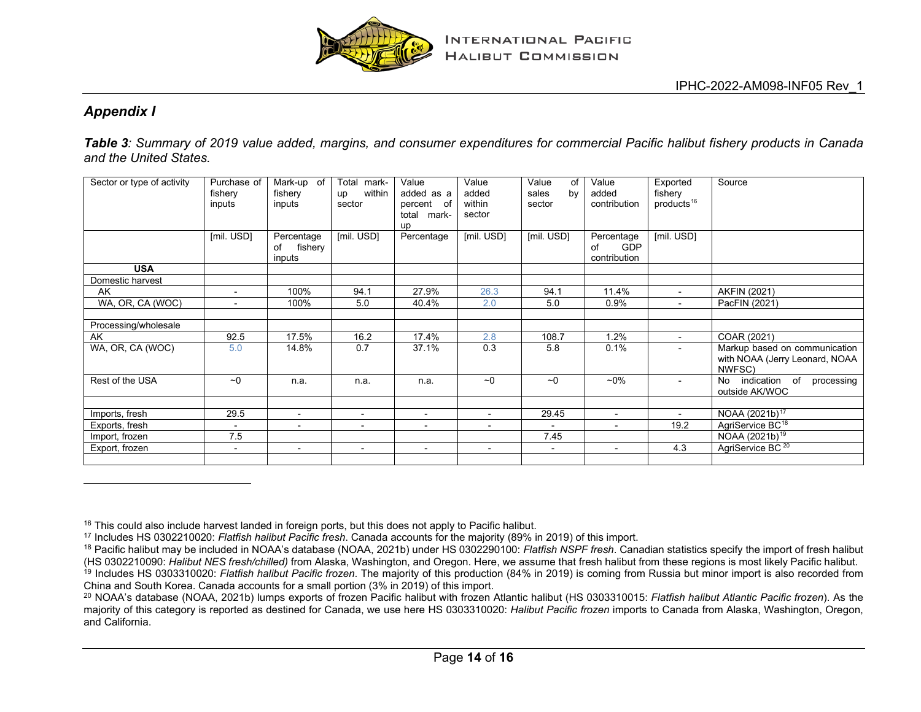## Appendix I

***Table 3**: Summary of 2019 value added, margins, and consumer expenditures for commercial Pacific halibut fishery products in Canada and the United States.*

| Sector or type of activity | Purchase of fishery inputs | Mark-up of fishery inputs | Total mark-up within sector | Value added as a percent of total mark-up | Value added within sector | Value of sales by sector | Value added contribution | Exported fishery products[16] | Source |
|---|---|---|---|---|---|---|---|---|---|
| | [mil. USD] | Percentage of fishery inputs | [mil. USD] | Percentage | [mil. USD] | [mil. USD] | Percentage of GDP contribution | [mil. USD] | |
| **USA** | | | | | | | | | |
| Domestic harvest | | | | | | | | | |
| AK | - | 100% | 94.1 | 27.9% | 26.3 | 94.1 | 11.4% | - | AKFIN (2021) |
| WA, OR, CA (WOC) | - | 100% | 5.0 | 40.4% | 2.0 | 5.0 | 0.9% | - | PacFIN (2021) |
| | | | | | | | | | |
| Processing/wholesale | | | | | | | | | |
| AK | 92.5 | 17.5% | 16.2 | 17.4% | 2.8 | 108.7 | 1.2% | - | COAR (2021) |
| WA, OR, CA (WOC) | 5.0 | 14.8% | 0.7 | 37.1% | 0.3 | 5.8 | 0.1% | - | Markup based on communication with NOAA (Jerry Leonard, NOAA NWFSC) |
| Rest of the USA | ~0 | n.a. | n.a. | n.a. | ~0 | ~0 | ~0% | - | No indication of processing outside AK/WOC |
| | | | | | | | | | |
| Imports, fresh | 29.5 | - | - | - | - | 29.45 | - | - | NOAA (2021b)[17] |
| Exports, fresh | - | - | - | - | - | - | - | 19.2 | AgriService BC[18] |
| Import, frozen | 7.5 | | | | | 7.45 | | | NOAA (2021b)[19] |
| Export, frozen | - | - | - | - | - | - | - | 4.3 | AgriService BC[20] |
| | | | | | | | | | |

[16] This could also include harvest landed in foreign ports, but this does not apply to Pacific halibut.

[17] Includes HS 0302210020: *Flatfish halibut Pacific fresh*. Canada accounts for the majority (89% in 2019) of this import.

[18] Pacific halibut may be included in NOAA's database (NOAA, 2021b) under HS 0302290100: *Flatfish NSPF fresh*. Canadian statistics specify the import of fresh halibut (HS 0302210090: *Halibut NES fresh/chilled)* from Alaska, Washington, and Oregon. Here, we assume that fresh halibut from these regions is most likely Pacific halibut.

[19] Includes HS 0303310020: *Flatfish halibut Pacific frozen*. The majority of this production (84% in 2019) is coming from Russia but minor import is also recorded from China and South Korea. Canada accounts for a small portion (3% in 2019) of this import.

[20] NOAA's database (NOAA, 2021b) lumps exports of frozen Pacific halibut with frozen Atlantic halibut (HS 0303310015: *Flatfish halibut Atlantic Pacific frozen*). As the majority of this category is reported as destined for Canada, we use here HS 0303310020: *Halibut Pacific frozen* imports to Canada from Alaska, Washington, Oregon, and California.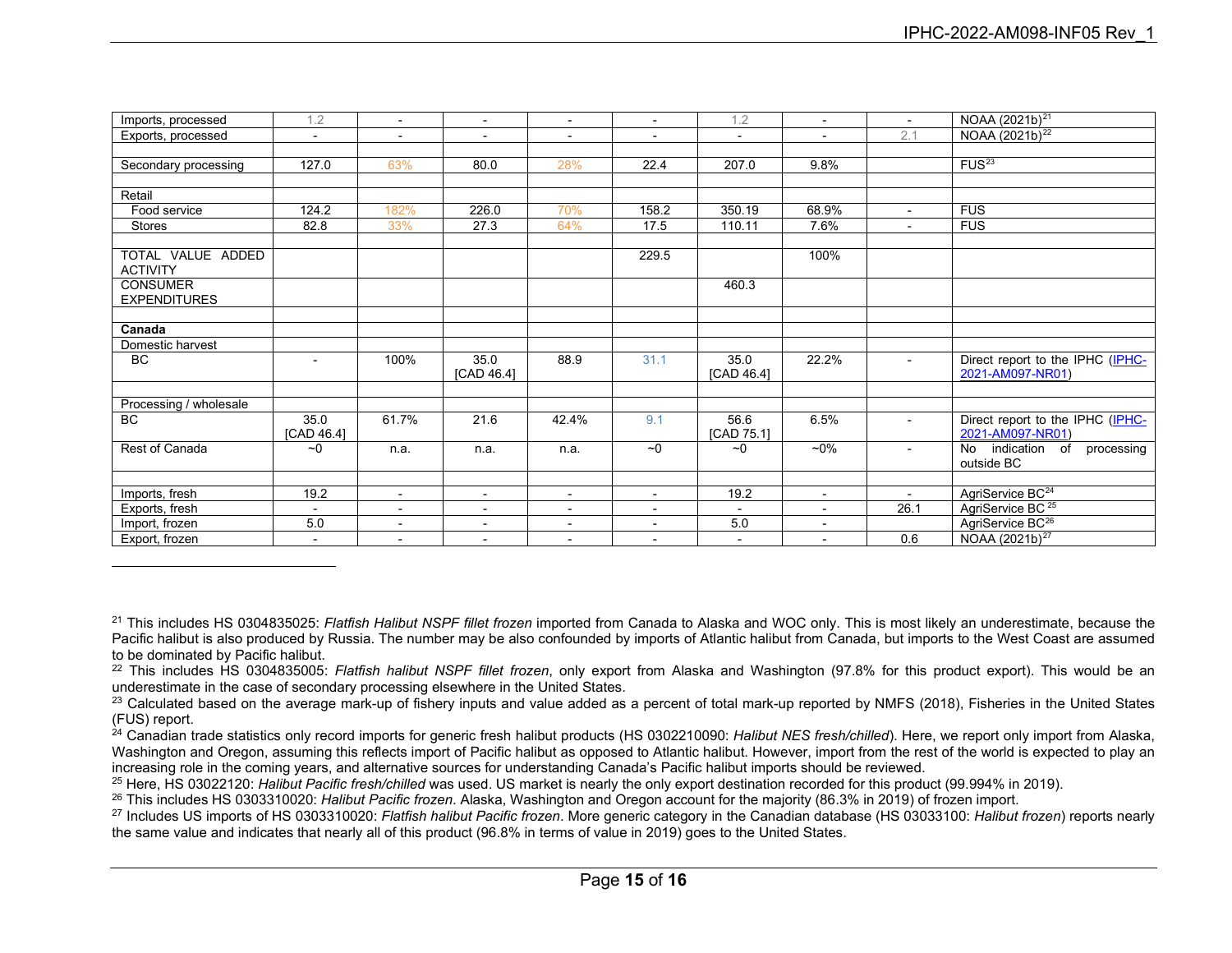| | | | | | | | | | |
|---|---|---|---|---|---|---|---|---|---|
| Imports, processed | 1.2 | - | - | - | - | 1.2 | - | - | NOAA (2021b)[21] |
| Exports, processed | - | - | - | - | - | - | - | 2.1 | NOAA (2021b)[22] |
| | | | | | | | | | |
| Secondary processing | 127.0 | 63% | 80.0 | 28% | 22.4 | 207.0 | 9.8% | | FUS[23] |
| | | | | | | | | | |
| Retail | | | | | | | | | |
| Food service | 124.2 | 182% | 226.0 | 70% | 158.2 | 350.19 | 68.9% | - | FUS |
| Stores | 82.8 | 33% | 27.3 | 64% | 17.5 | 110.11 | 7.6% | - | FUS |
| | | | | | | | | | |
| TOTAL VALUE ADDED ACTIVITY | | | | | 229.5 | | 100% | | |
| CONSUMER EXPENDITURES | | | | | | 460.3 | | | |
| | | | | | | | | | |
| **Canada** | | | | | | | | | |
| Domestic harvest | | | | | | | | | |
| BC | - | 100% | 35.0 [CAD 46.4] | 88.9 | 31.1 | 35.0 [CAD 46.4] | 22.2% | - | Direct report to the IPHC (IPHC-2021-AM097-NR01) |
| | | | | | | | | | |
| Processing / wholesale | | | | | | | | | |
| BC | 35.0 [CAD 46.4] | 61.7% | 21.6 | 42.4% | 9.1 | 56.6 [CAD 75.1] | 6.5% | - | Direct report to the IPHC (IPHC-2021-AM097-NR01) |
| Rest of Canada | ~0 | n.a. | n.a. | n.a. | ~0 | ~0 | ~0% | - | No indication of processing outside BC |
| | | | | | | | | | |
| Imports, fresh | 19.2 | - | - | - | - | 19.2 | - | - | AgriService BC[24] |
| Exports, fresh | - | - | - | - | - | - | - | 26.1 | AgriService BC[25] |
| Import, frozen | 5.0 | - | - | - | - | 5.0 | - | | AgriService BC[26] |
| Export, frozen | - | - | - | - | - | - | - | 0.6 | NOAA (2021b)[27] |

[21] This includes HS 0304835025: *Flatfish Halibut NSPF fillet frozen* imported from Canada to Alaska and WOC only. This is most likely an underestimate, because the Pacific halibut is also produced by Russia. The number may be also confounded by imports of Atlantic halibut from Canada, but imports to the West Coast are assumed to be dominated by Pacific halibut.

[22] This includes HS 0304835005: *Flatfish halibut NSPF fillet frozen*, only export from Alaska and Washington (97.8% for this product export). This would be an underestimate in the case of secondary processing elsewhere in the United States.

[23] Calculated based on the average mark-up of fishery inputs and value added as a percent of total mark-up reported by NMFS (2018), Fisheries in the United States (FUS) report.

[24] Canadian trade statistics only record imports for generic fresh halibut products (HS 0302210090: *Halibut NES fresh/chilled*). Here, we report only import from Alaska, Washington and Oregon, assuming this reflects import of Pacific halibut as opposed to Atlantic halibut. However, import from the rest of the world is expected to play an increasing role in the coming years, and alternative sources for understanding Canada's Pacific halibut imports should be reviewed.

[25] Here, HS 03022120: *Halibut Pacific fresh/chilled* was used. US market is nearly the only export destination recorded for this product (99.994% in 2019).

[26] This includes HS 0303310020: *Halibut Pacific frozen*. Alaska, Washington and Oregon account for the majority (86.3% in 2019) of frozen import.

[27] Includes US imports of HS 0303310020: *Flatfish halibut Pacific frozen*. More generic category in the Canadian database (HS 03033100: *Halibut frozen*) reports nearly the same value and indicates that nearly all of this product (96.8% in terms of value in 2019) goes to the United States.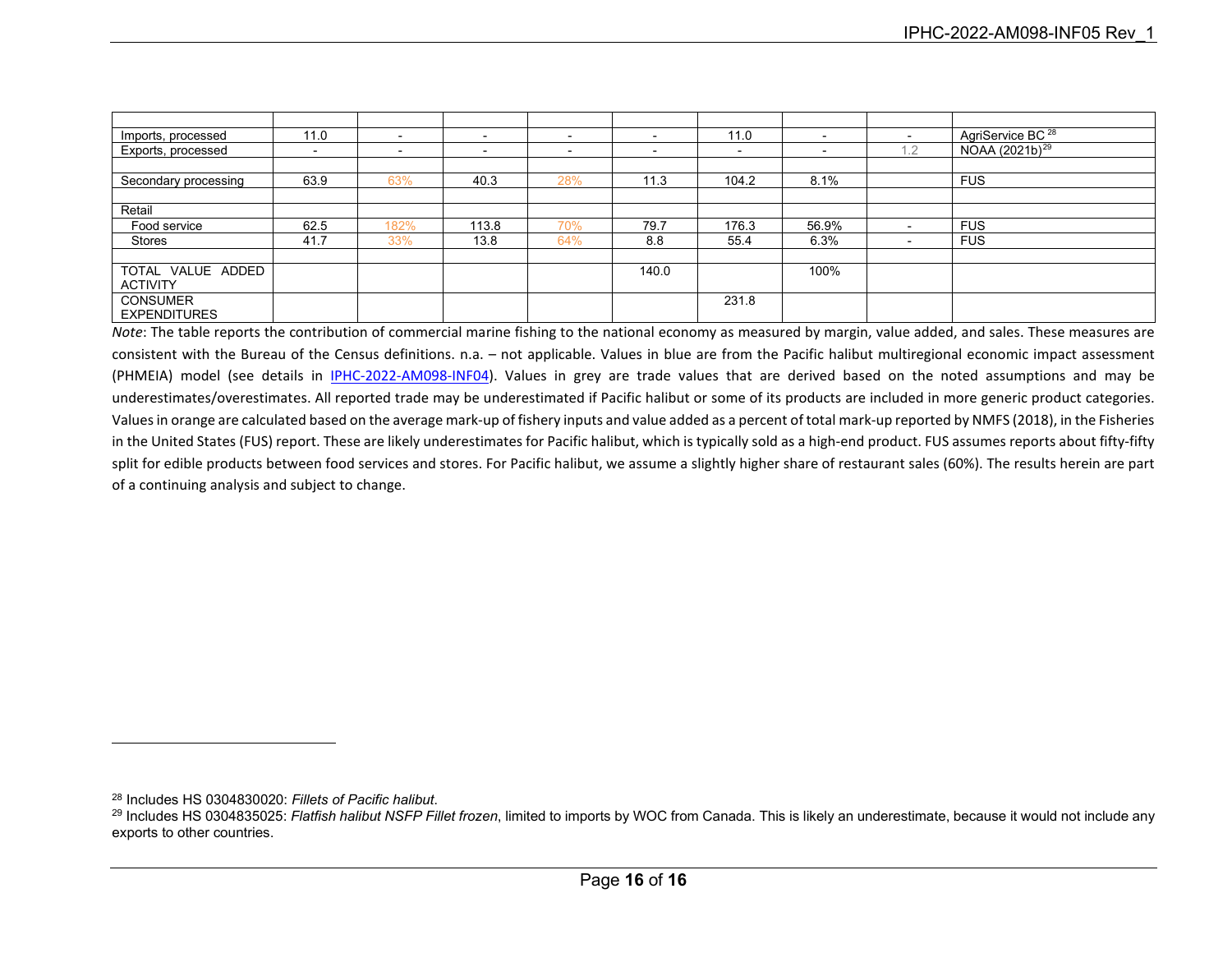| | | | | | | | | |
|---|---|---|---|---|---|---|---|---|
| Imports, processed | 11.0 | - | - | - | - | 11.0 | - | - | AgriService BC [28] |
| Exports, processed | - | - | - | - | - | - | - | 1.2 | NOAA (2021b)[29] |
| | | | | | | | | | |
| Secondary processing | 63.9 | 63% | 40.3 | 28% | 11.3 | 104.2 | 8.1% | | FUS |
| | | | | | | | | | |
| Retail | | | | | | | | | |
| Food service | 62.5 | 182% | 113.8 | 70% | 79.7 | 176.3 | 56.9% | - | FUS |
| Stores | 41.7 | 33% | 13.8 | 64% | 8.8 | 55.4 | 6.3% | - | FUS |
| | | | | | | | | | |
| TOTAL VALUE ADDED ACTIVITY | | | | | 140.0 | | 100% | | |
| CONSUMER EXPENDITURES | | | | | | 231.8 | | | |

*Note*: The table reports the contribution of commercial marine fishing to the national economy as measured by margin, value added, and sales. These measures are consistent with the Bureau of the Census definitions. n.a. – not applicable. Values in blue are from the Pacific halibut multiregional economic impact assessment (PHMEIA) model (see details in IPHC-2022-AM098-INF04). Values in grey are trade values that are derived based on the noted assumptions and may be underestimates/overestimates. All reported trade may be underestimated if Pacific halibut or some of its products are included in more generic product categories. Values in orange are calculated based on the average mark-up of fishery inputs and value added as a percent of total mark-up reported by NMFS (2018), in the Fisheries in the United States (FUS) report. These are likely underestimates for Pacific halibut, which is typically sold as a high-end product. FUS assumes reports about fifty-fifty split for edible products between food services and stores. For Pacific halibut, we assume a slightly higher share of restaurant sales (60%). The results herein are part of a continuing analysis and subject to change.

---

[28] Includes HS 0304830020: *Fillets of Pacific halibut.*

[29] Includes HS 0304835025: *Flatfish halibut NSFP Fillet frozen*, limited to imports by WOC from Canada. This is likely an underestimate, because it would not include any exports to other countries.